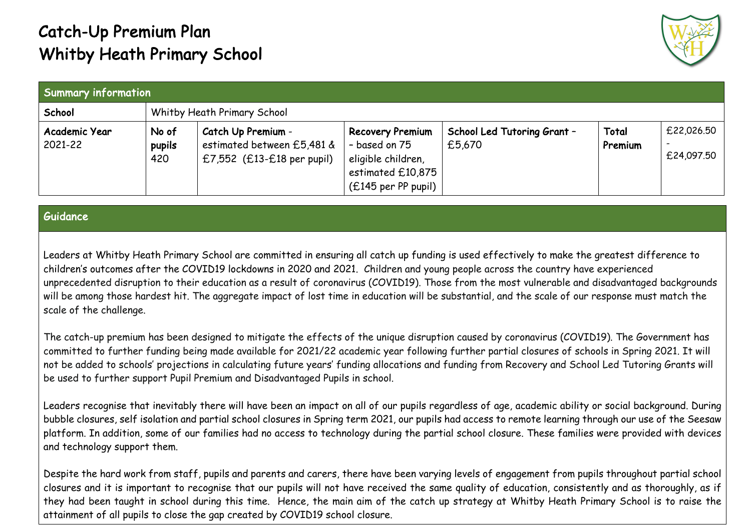# Catch-Up Premium Plan
# Whitby Heath Primary School

| Summary information | | | | | | |
|---|---|---|---|---|---|---|
| **School** | Whitby Heath Primary School | | | | | |
| **Academic Year** 2021-22 | **No of pupils** 420 | **Catch Up Premium** - estimated between £5,481 & £7,552 (£13-£18 per pupil) | **Recovery Premium** – based on 75 eligible children, estimated £10,875 (£145 per PP pupil) | **School Led Tutoring Grant** – £5,670 | **Total Premium** | £22,026.50 - £24,097.50 |

## Guidance

Leaders at Whitby Heath Primary School are committed in ensuring all catch up funding is used effectively to make the greatest difference to children's outcomes after the COVID19 lockdowns in 2020 and 2021. Children and young people across the country have experienced unprecedented disruption to their education as a result of coronavirus (COVID19). Those from the most vulnerable and disadvantaged backgrounds will be among those hardest hit. The aggregate impact of lost time in education will be substantial, and the scale of our response must match the scale of the challenge.

The catch-up premium has been designed to mitigate the effects of the unique disruption caused by coronavirus (COVID19). The Government has committed to further funding being made available for 2021/22 academic year following further partial closures of schools in Spring 2021. It will not be added to schools' projections in calculating future years' funding allocations and funding from Recovery and School Led Tutoring Grants will be used to further support Pupil Premium and Disadvantaged Pupils in school.

Leaders recognise that inevitably there will have been an impact on all of our pupils regardless of age, academic ability or social background. During bubble closures, self isolation and partial school closures in Spring term 2021, our pupils had access to remote learning through our use of the Seesaw platform. In addition, some of our families had no access to technology during the partial school closure. These families were provided with devices and technology support them.

Despite the hard work from staff, pupils and parents and carers, there have been varying levels of engagement from pupils throughout partial school closures and it is important to recognise that our pupils will not have received the same quality of education, consistently and as thoroughly, as if they had been taught in school during this time. Hence, the main aim of the catch up strategy at Whitby Heath Primary School is to raise the attainment of all pupils to close the gap created by COVID19 school closure.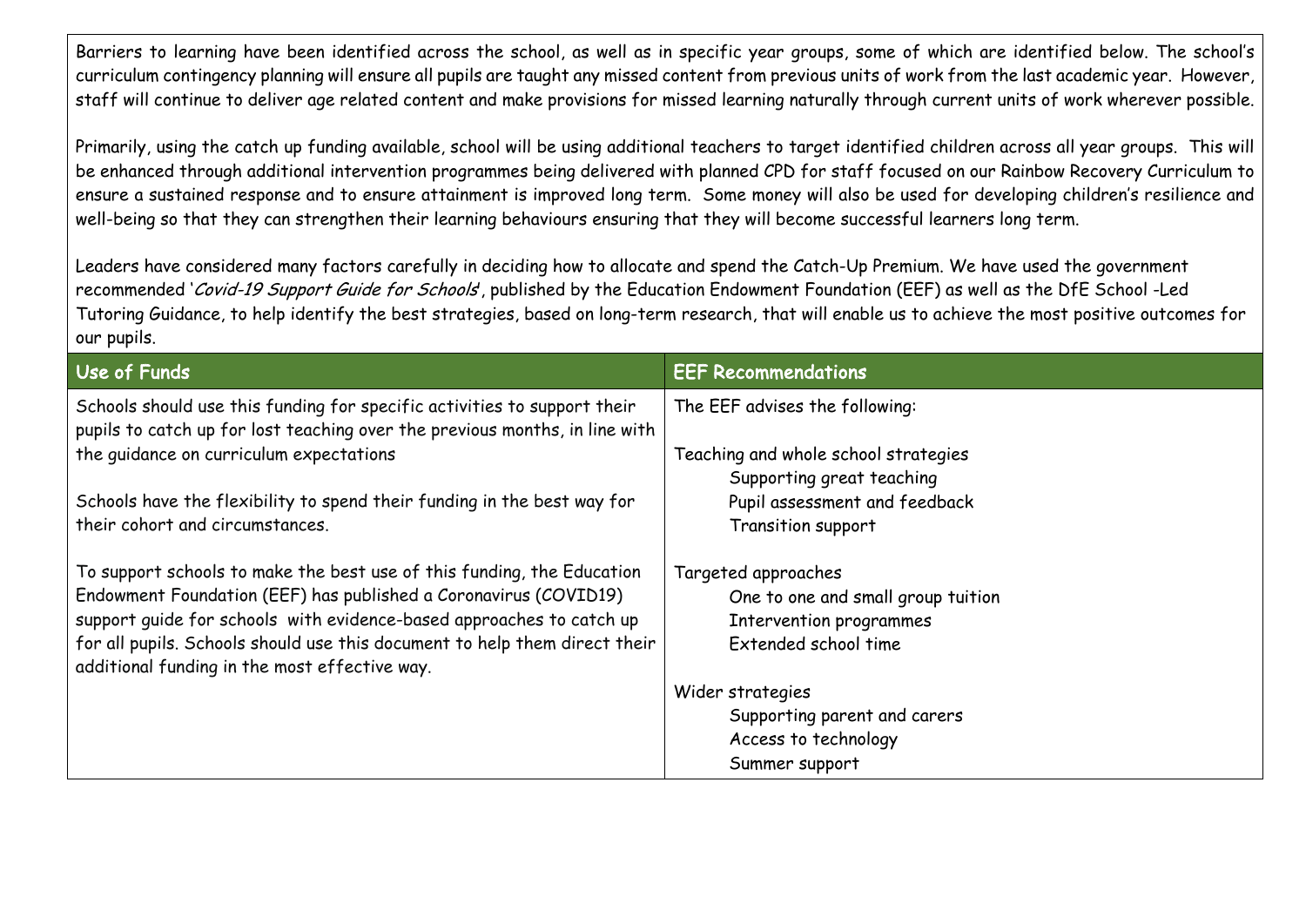Barriers to learning have been identified across the school, as well as in specific year groups, some of which are identified below. The school's curriculum contingency planning will ensure all pupils are taught any missed content from previous units of work from the last academic year. However, staff will continue to deliver age related content and make provisions for missed learning naturally through current units of work wherever possible.

Primarily, using the catch up funding available, school will be using additional teachers to target identified children across all year groups. This will be enhanced through additional intervention programmes being delivered with planned CPD for staff focused on our Rainbow Recovery Curriculum to ensure a sustained response and to ensure attainment is improved long term. Some money will also be used for developing children's resilience and well-being so that they can strengthen their learning behaviours ensuring that they will become successful learners long term.

Leaders have considered many factors carefully in deciding how to allocate and spend the Catch-Up Premium. We have used the government recommended '*Covid-19 Support Guide for Schools*', published by the Education Endowment Foundation (EEF) as well as the DfE School -Led Tutoring Guidance, to help identify the best strategies, based on long-term research, that will enable us to achieve the most positive outcomes for our pupils.

| Use of Funds | EEF Recommendations |
|---|---|
| Schools should use this funding for specific activities to support their pupils to catch up for lost teaching over the previous months, in line with the guidance on curriculum expectations<br><br>Schools have the flexibility to spend their funding in the best way for their cohort and circumstances.<br><br>To support schools to make the best use of this funding, the Education Endowment Foundation (EEF) has published a Coronavirus (COVID19) support guide for schools with evidence-based approaches to catch up for all pupils. Schools should use this document to help them direct their additional funding in the most effective way. | The EEF advises the following:<br><br>Teaching and whole school strategies<br>- Supporting great teaching<br>- Pupil assessment and feedback<br>- Transition support<br><br>Targeted approaches<br>- One to one and small group tuition<br>- Intervention programmes<br>- Extended school time<br><br>Wider strategies<br>- Supporting parent and carers<br>- Access to technology<br>- Summer support |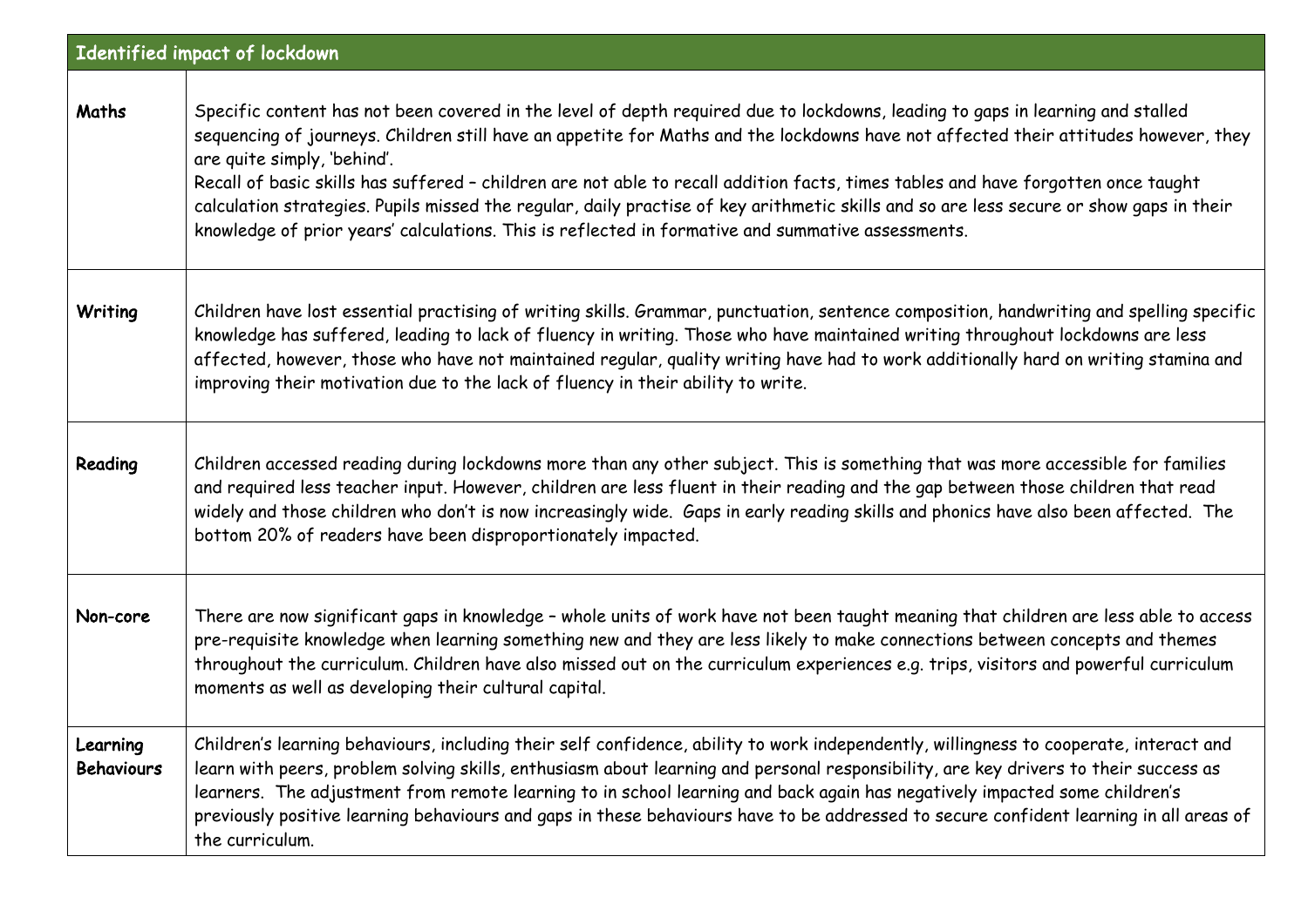| Identified impact of lockdown | |
|---|---|
| **Maths** | Specific content has not been covered in the level of depth required due to lockdowns, leading to gaps in learning and stalled sequencing of journeys. Children still have an appetite for Maths and the lockdowns have not affected their attitudes however, they are quite simply, 'behind'.<br>Recall of basic skills has suffered – children are not able to recall addition facts, times tables and have forgotten once taught calculation strategies. Pupils missed the regular, daily practise of key arithmetic skills and so are less secure or show gaps in their knowledge of prior years' calculations. This is reflected in formative and summative assessments. |
| **Writing** | Children have lost essential practising of writing skills. Grammar, punctuation, sentence composition, handwriting and spelling specific knowledge has suffered, leading to lack of fluency in writing. Those who have maintained writing throughout lockdowns are less affected, however, those who have not maintained regular, quality writing have had to work additionally hard on writing stamina and improving their motivation due to the lack of fluency in their ability to write. |
| **Reading** | Children accessed reading during lockdowns more than any other subject. This is something that was more accessible for families and required less teacher input. However, children are less fluent in their reading and the gap between those children that read widely and those children who don't is now increasingly wide. Gaps in early reading skills and phonics have also been affected. The bottom 20% of readers have been disproportionately impacted. |
| **Non-core** | There are now significant gaps in knowledge – whole units of work have not been taught meaning that children are less able to access pre-requisite knowledge when learning something new and they are less likely to make connections between concepts and themes throughout the curriculum. Children have also missed out on the curriculum experiences e.g. trips, visitors and powerful curriculum moments as well as developing their cultural capital. |
| **Learning Behaviours** | Children's learning behaviours, including their self confidence, ability to work independently, willingness to cooperate, interact and learn with peers, problem solving skills, enthusiasm about learning and personal responsibility, are key drivers to their success as learners. The adjustment from remote learning to in school learning and back again has negatively impacted some children's previously positive learning behaviours and gaps in these behaviours have to be addressed to secure confident learning in all areas of the curriculum. |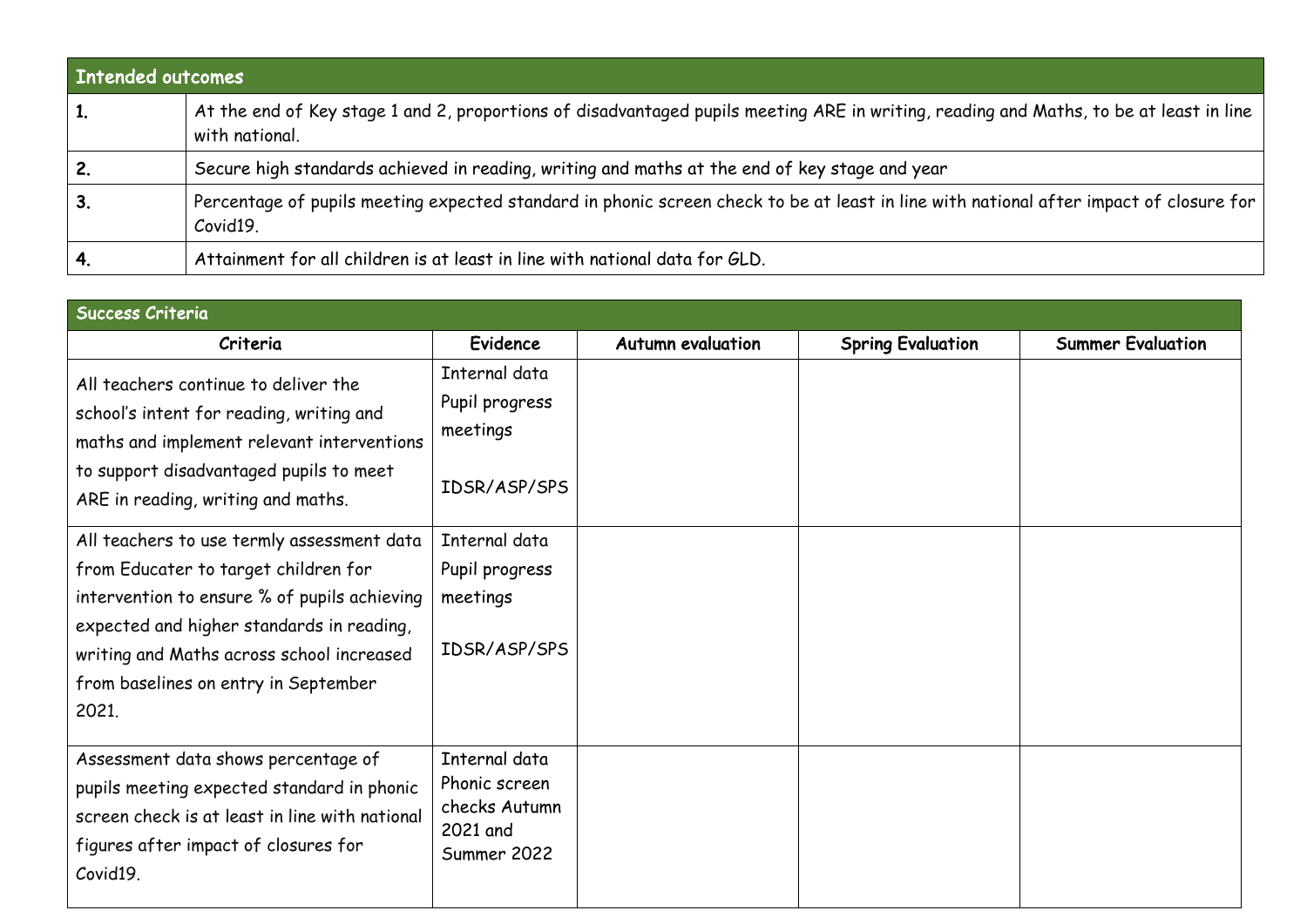| Intended outcomes | |
|---|---|
| **1.** | At the end of Key stage 1 and 2, proportions of disadvantaged pupils meeting ARE in writing, reading and Maths, to be at least in line with national. |
| **2.** | Secure high standards achieved in reading, writing and maths at the end of key stage and year |
| **3.** | Percentage of pupils meeting expected standard in phonic screen check to be at least in line with national after impact of closure for Covid19. |
| **4.** | Attainment for all children is at least in line with national data for GLD. |

| Success Criteria | | | | |
|---|---|---|---|---|
| **Criteria** | **Evidence** | **Autumn evaluation** | **Spring Evaluation** | **Summer Evaluation** |
| All teachers continue to deliver the school's intent for reading, writing and maths and implement relevant interventions to support disadvantaged pupils to meet ARE in reading, writing and maths. | Internal data<br>Pupil progress meetings<br><br>IDSR/ASP/SPS | | | |
| All teachers to use termly assessment data from Educater to target children for intervention to ensure % of pupils achieving expected and higher standards in reading, writing and Maths across school increased from baselines on entry in September 2021. | Internal data<br>Pupil progress meetings<br><br>IDSR/ASP/SPS | | | |
| Assessment data shows percentage of pupils meeting expected standard in phonic screen check is at least in line with national figures after impact of closures for Covid19. | Internal data<br>Phonic screen checks Autumn 2021 and Summer 2022 | | | |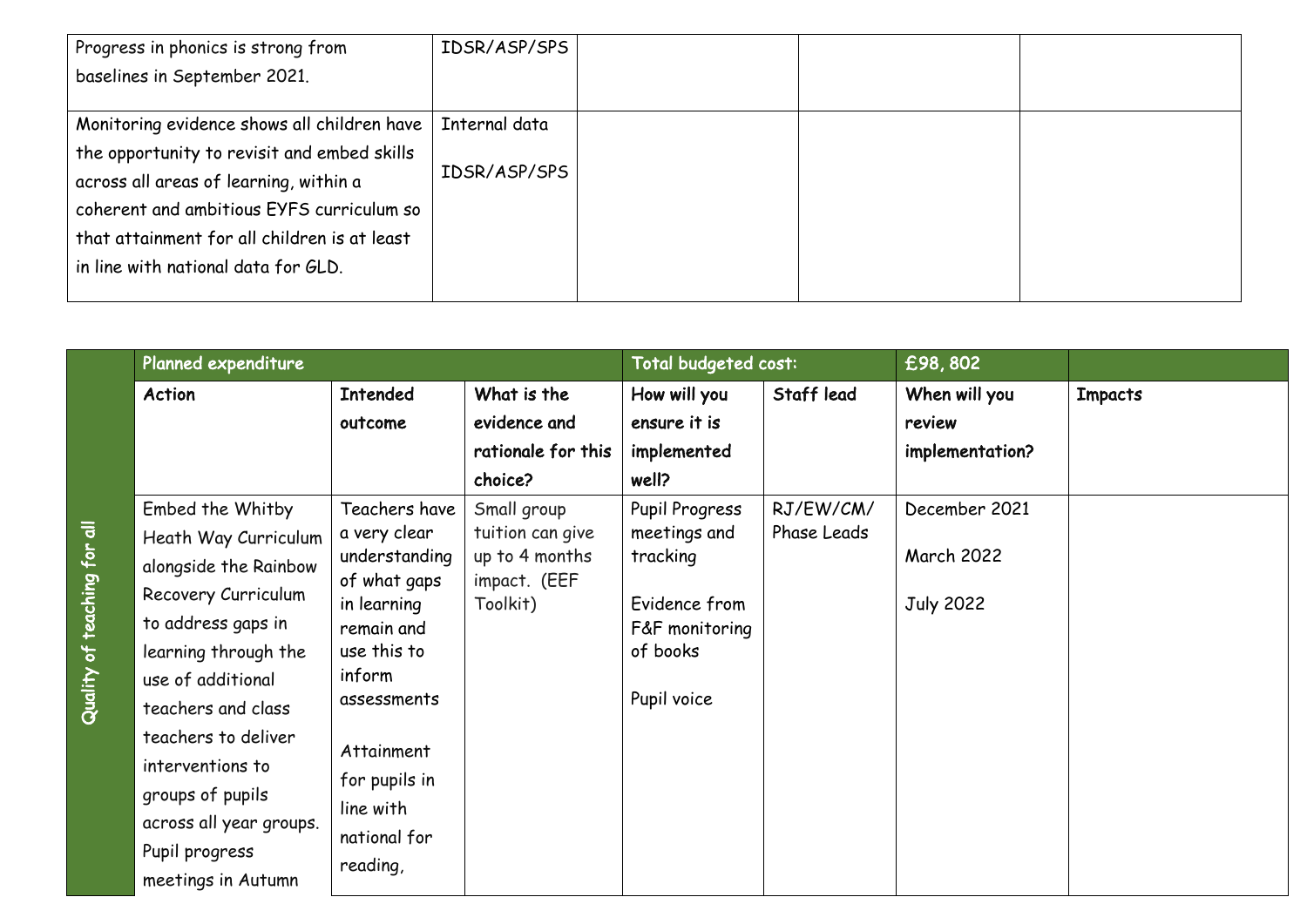| | | | | |
|---|---|---|---|---|
| Progress in phonics is strong from baselines in September 2021. | IDSR/ASP/SPS | | | |
| Monitoring evidence shows all children have the opportunity to revisit and embed skills across all areas of learning, within a coherent and ambitious EYFS curriculum so that attainment for all children is at least in line with national data for GLD. | Internal data<br><br>IDSR/ASP/SPS | | | |

| Quality of teaching for all | **Planned expenditure** | | | **Total budgeted cost:** | | **£98, 802** | |
|---|---|---|---|---|---|---|---|
| | **Action** | **Intended outcome** | **What is the evidence and rationale for this choice?** | **How will you ensure it is implemented well?** | **Staff lead** | **When will you review implementation?** | **Impacts** |
| | Embed the Whitby Heath Way Curriculum alongside the Rainbow Recovery Curriculum to address gaps in learning through the use of additional teachers and class teachers to deliver interventions to groups of pupils across all year groups. Pupil progress meetings in Autumn | Teachers have a very clear understanding of what gaps in learning remain and use this to inform assessments<br><br>Attainment for pupils in line with national for reading, | Small group tuition can give up to 4 months impact. (EEF Toolkit) | Pupil Progress meetings and tracking<br><br>Evidence from F&F monitoring of books<br><br>Pupil voice | RJ/EW/CM/ Phase Leads | December 2021<br><br>March 2022<br><br>July 2022 | |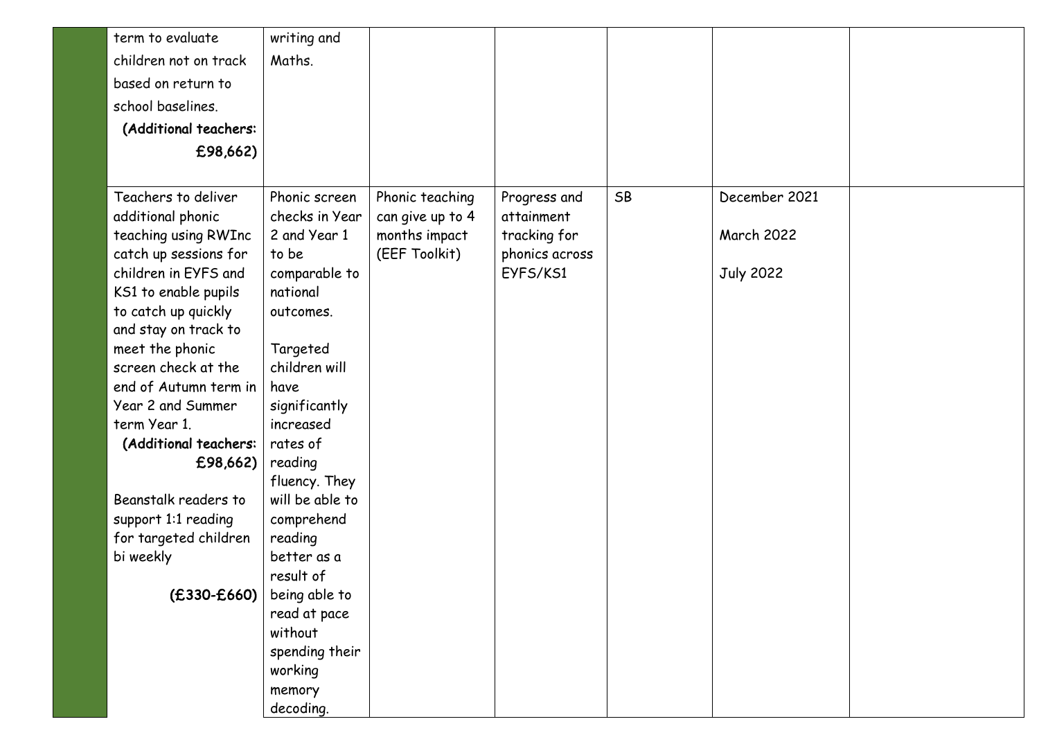| | | | | | | | |
|---|---|---|---|---|---|---|---|
| | term to evaluate children not on track based on return to school baselines. **(Additional teachers: £98,662)** | writing and Maths. | | | | | |
| | Teachers to deliver additional phonic teaching using RWInc catch up sessions for children in EYFS and KS1 to enable pupils to catch up quickly and stay on track to meet the phonic screen check at the end of Autumn term in Year 2 and Summer term Year 1. **(Additional teachers: £98,662)**<br><br>Beanstalk readers to support 1:1 reading for targeted children bi weekly<br><br>**(£330-£660)** | Phonic screen checks in Year 2 and Year 1 to be comparable to national outcomes.<br><br>Targeted children will have significantly increased rates of reading fluency. They will be able to comprehend reading better as a result of being able to read at pace without spending their working memory decoding. | Phonic teaching can give up to 4 months impact (EEF Toolkit) | Progress and attainment tracking for phonics across EYFS/KS1 | SB | December 2021<br><br>March 2022<br><br>July 2022 | |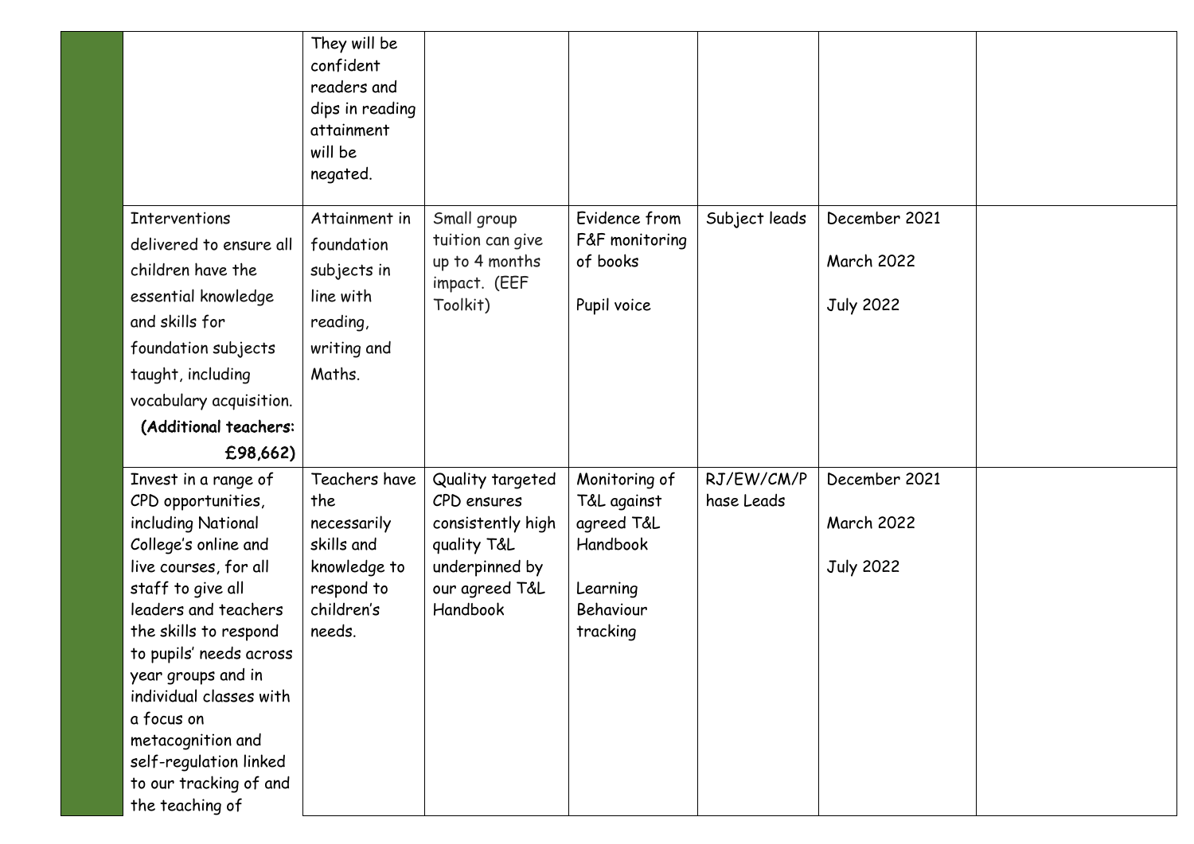| | | | | | | | |
|---|---|---|---|---|---|---|---|
| | | They will be confident readers and dips in reading attainment will be negated. | | | | | |
| | Interventions delivered to ensure all children have the essential knowledge and skills for foundation subjects taught, including vocabulary acquisition. **(Additional teachers: £98,662)** | Attainment in foundation subjects in line with reading, writing and Maths. | Small group tuition can give up to 4 months impact. (EEF Toolkit) | Evidence from F&F monitoring of books<br><br>Pupil voice | Subject leads | December 2021<br><br>March 2022<br><br>July 2022 | |
| | Invest in a range of CPD opportunities, including National College's online and live courses, for all staff to give all leaders and teachers the skills to respond to pupils' needs across year groups and in individual classes with a focus on metacognition and self-regulation linked to our tracking of and the teaching of | Teachers have the necessarily skills and knowledge to respond to children's needs. | Quality targeted CPD ensures consistently high quality T&L underpinned by our agreed T&L Handbook | Monitoring of T&L against agreed T&L Handbook<br><br>Learning Behaviour tracking | RJ/EW/CM/Phase Leads | December 2021<br><br>March 2022<br><br>July 2022 | |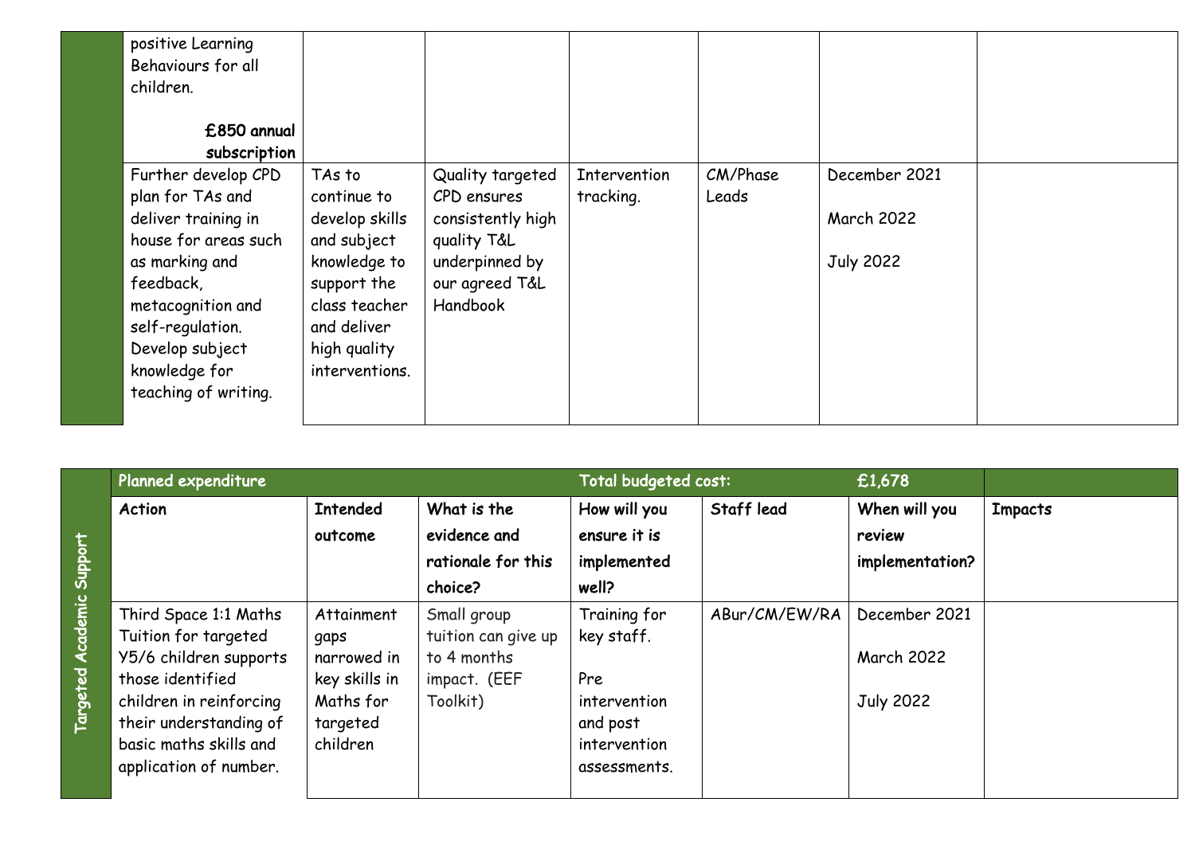|  | positive Learning Behaviours for all children.<br><br>**£850 annual subscription** |  |  |  |  |  |  |
|---|---|---|---|---|---|---|---|
|  | Further develop CPD plan for TAs and deliver training in house for areas such as marking and feedback, metacognition and self-regulation. Develop subject knowledge for teaching of writing. | TAs to continue to develop skills and subject knowledge to support the class teacher and deliver high quality interventions. | Quality targeted CPD ensures consistently high quality T&L underpinned by our agreed T&L Handbook | Intervention tracking. | CM/Phase Leads | December 2021<br><br>March 2022<br><br>July 2022 |  |

| Targeted Academic Support | **Planned expenditure** |  |  | **Total budgeted cost:** |  | **£1,678** |  |
|---|---|---|---|---|---|---|---|
|  | **Action** | **Intended outcome** | **What is the evidence and rationale for this choice?** | **How will you ensure it is implemented well?** | **Staff lead** | **When will you review implementation?** | **Impacts** |
|  | Third Space 1:1 Maths Tuition for targeted Y5/6 children supports those identified children in reinforcing their understanding of basic maths skills and application of number. | Attainment gaps narrowed in key skills in Maths for targeted children | Small group tuition can give up to 4 months impact. (EEF Toolkit) | Training for key staff.<br><br>Pre intervention and post intervention assessments. | ABur/CM/EW/RA | December 2021<br><br>March 2022<br><br>July 2022 |  |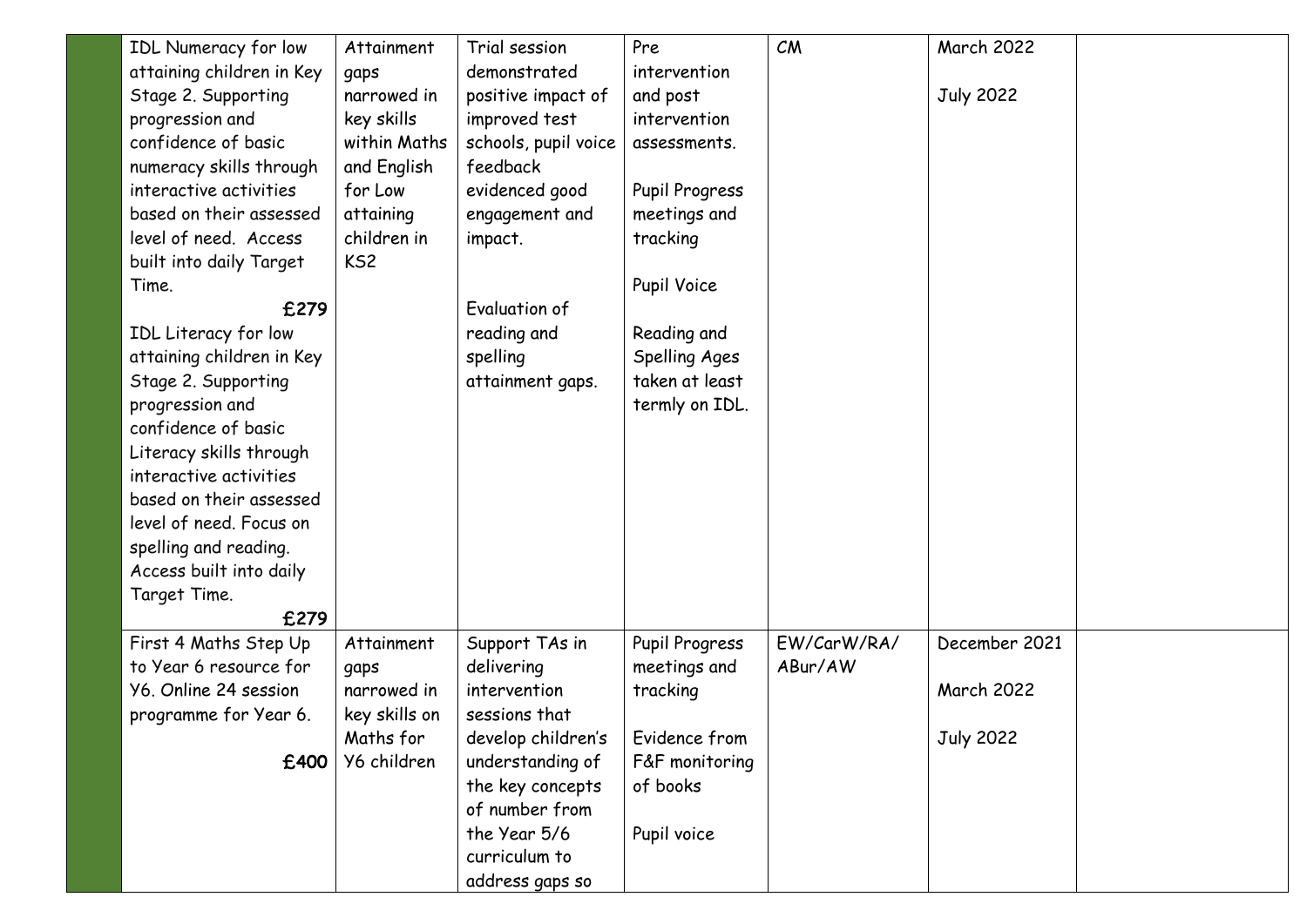| | | | | | | | |
|---|---|---|---|---|---|---|---|
| | IDL Numeracy for low attaining children in Key Stage 2. Supporting progression and confidence of basic numeracy skills through interactive activities based on their assessed level of need. Access built into daily Target Time. **£279**<br>IDL Literacy for low attaining children in Key Stage 2. Supporting progression and confidence of basic Literacy skills through interactive activities based on their assessed level of need. Focus on spelling and reading. Access built into daily Target Time. **£279** | Attainment gaps narrowed in key skills within Maths and English for Low attaining children in KS2 | Trial session demonstrated positive impact of improved test schools, pupil voice feedback evidenced good engagement and impact.<br><br>Evaluation of reading and spelling attainment gaps. | Pre intervention and post intervention assessments.<br><br>Pupil Progress meetings and tracking<br><br>Pupil Voice<br><br>Reading and Spelling Ages taken at least termly on IDL. | CM | March 2022<br><br>July 2022 | |
| | First 4 Maths Step Up to Year 6 resource for Y6. Online 24 session programme for Year 6. **£400** | Attainment gaps narrowed in key skills on Maths for Y6 children | Support TAs in delivering intervention sessions that develop children's understanding of the key concepts of number from the Year 5/6 curriculum to address gaps so | Pupil Progress meetings and tracking<br><br>Evidence from F&F monitoring of books<br><br>Pupil voice | EW/CarW/RA/ABur/AW | December 2021<br><br>March 2022<br><br>July 2022 | |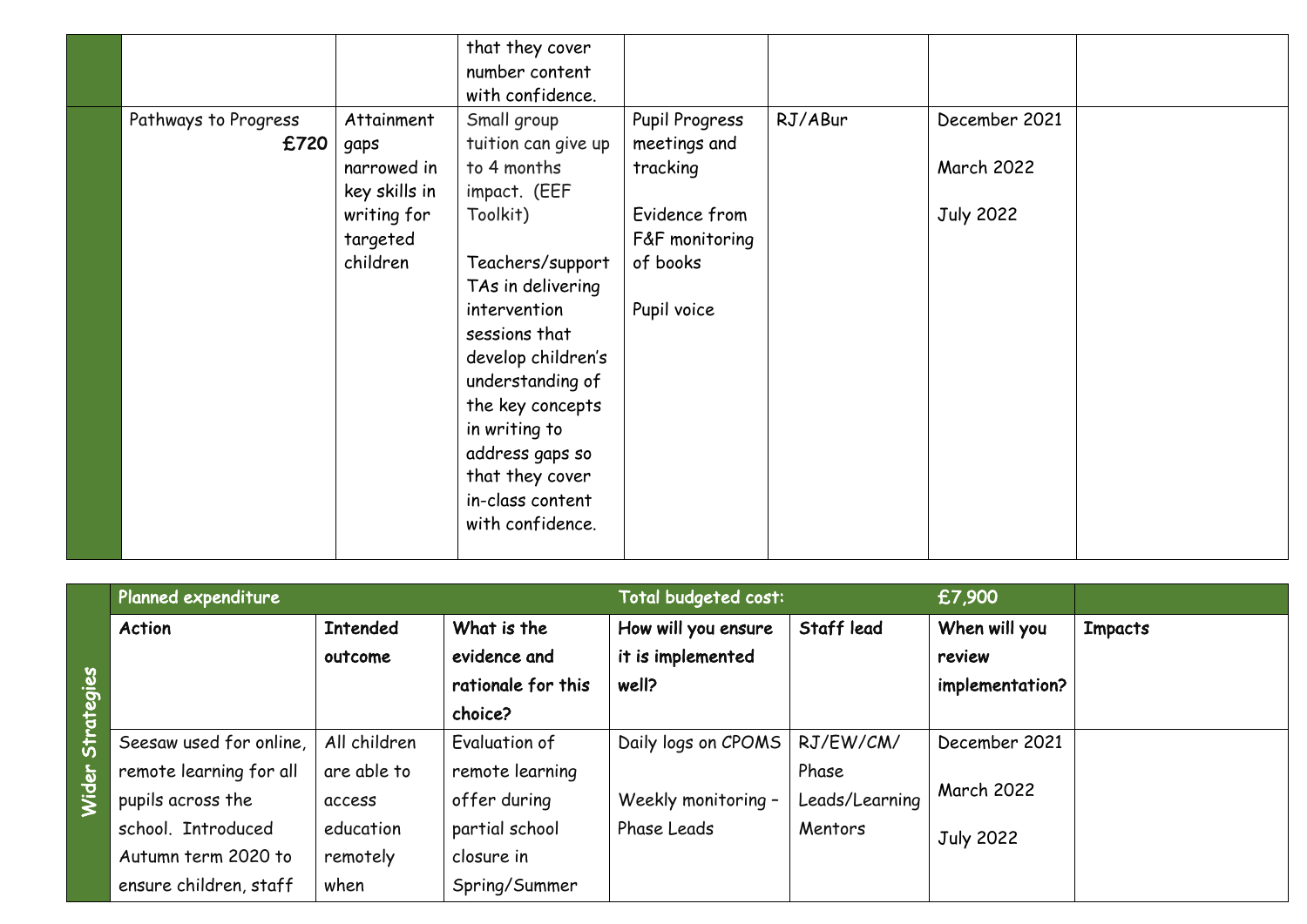| | | | | | | | |
|---|---|---|---|---|---|---|---|
| | | | that they cover number content with confidence. | | | | |
| | Pathways to Progress £720 | Attainment gaps narrowed in key skills in writing for targeted children | Small group tuition can give up to 4 months impact. (EEF Toolkit)<br><br>Teachers/support TAs in delivering intervention sessions that develop children's understanding of the key concepts in writing to address gaps so that they cover in-class content with confidence. | Pupil Progress meetings and tracking<br><br>Evidence from F&F monitoring of books<br><br>Pupil voice | RJ/ABur | December 2021<br><br>March 2022<br><br>July 2022 | |

| Wider Strategies | Planned expenditure | | | Total budgeted cost: | | £7,900 | |
|---|---|---|---|---|---|---|---|
| | **Action** | **Intended outcome** | **What is the evidence and rationale for this choice?** | **How will you ensure it is implemented well?** | **Staff lead** | **When will you review implementation?** | **Impacts** |
| | Seesaw used for online, remote learning for all pupils across the school. Introduced Autumn term 2020 to ensure children, staff | All children are able to access education remotely when | Evaluation of remote learning offer during partial school closure in Spring/Summer | Daily logs on CPOMS<br><br>Weekly monitoring – Phase Leads | RJ/EW/CM/ Phase Leads/Learning Mentors | December 2021<br><br>March 2022<br><br>July 2022 | |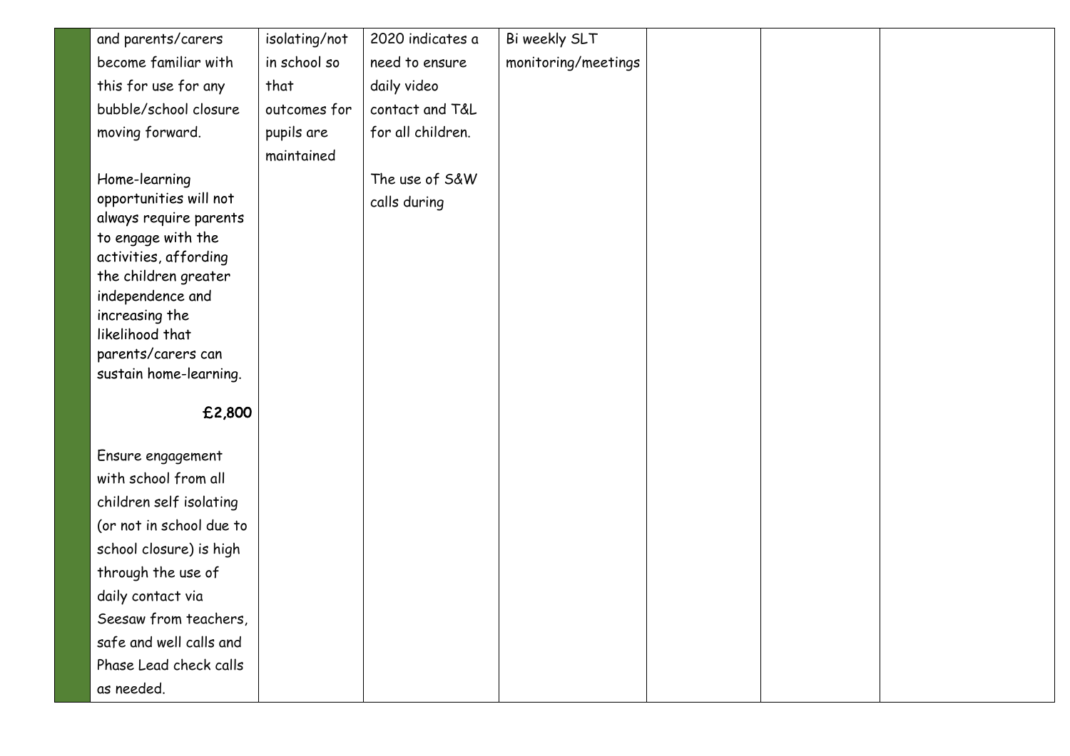|  | and parents/carers become familiar with this for use for any bubble/school closure moving forward.<br><br>Home-learning opportunities will not always require parents to engage with the activities, affording the children greater independence and increasing the likelihood that parents/carers can sustain home-learning.<br><br>**£2,800**<br><br>Ensure engagement with school from all children self isolating (or not in school due to school closure) is high through the use of daily contact via Seesaw from teachers, safe and well calls and Phase Lead check calls as needed. | isolating/not in school so that outcomes for pupils are maintained | 2020 indicates a need to ensure daily video contact and T&L for all children.<br><br>The use of S&W calls during | Bi weekly SLT monitoring/meetings |  |  |  |
|---|---|---|---|---|---|---|---|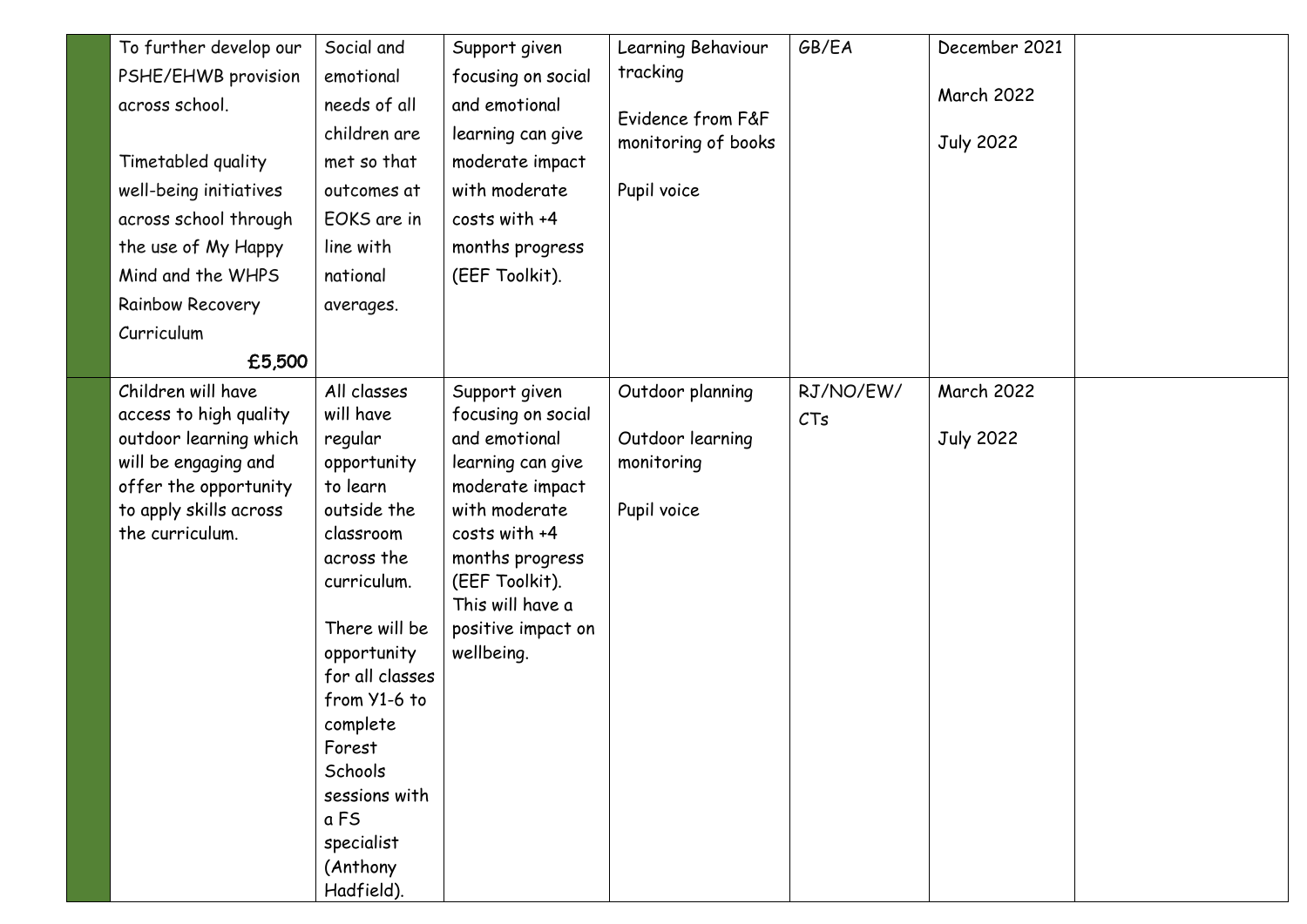|  |  |  |  |  |  |  |  |
|---|---|---|---|---|---|---|---|
|  | To further develop our PSHE/EHWB provision across school.<br><br>Timetabled quality well-being initiatives across school through the use of My Happy Mind and the WHPS Rainbow Recovery Curriculum<br>**£5,500** | Social and emotional needs of all children are met so that outcomes at EOKS are in line with national averages. | Support given focusing on social and emotional learning can give moderate impact with moderate costs with +4 months progress (EEF Toolkit). | Learning Behaviour tracking<br><br>Evidence from F&F monitoring of books<br><br>Pupil voice | GB/EA | December 2021<br><br>March 2022<br><br>July 2022 |  |
|  | Children will have access to high quality outdoor learning which will be engaging and offer the opportunity to apply skills across the curriculum. | All classes will have regular opportunity to learn outside the classroom across the curriculum.<br><br>There will be opportunity for all classes from Y1-6 to complete Forest Schools sessions with a FS specialist (Anthony Hadfield). | Support given focusing on social and emotional learning can give moderate impact with moderate costs with +4 months progress (EEF Toolkit). This will have a positive impact on wellbeing. | Outdoor planning<br><br>Outdoor learning monitoring<br><br>Pupil voice | RJ/NO/EW/CTs | March 2022<br><br>July 2022 |  |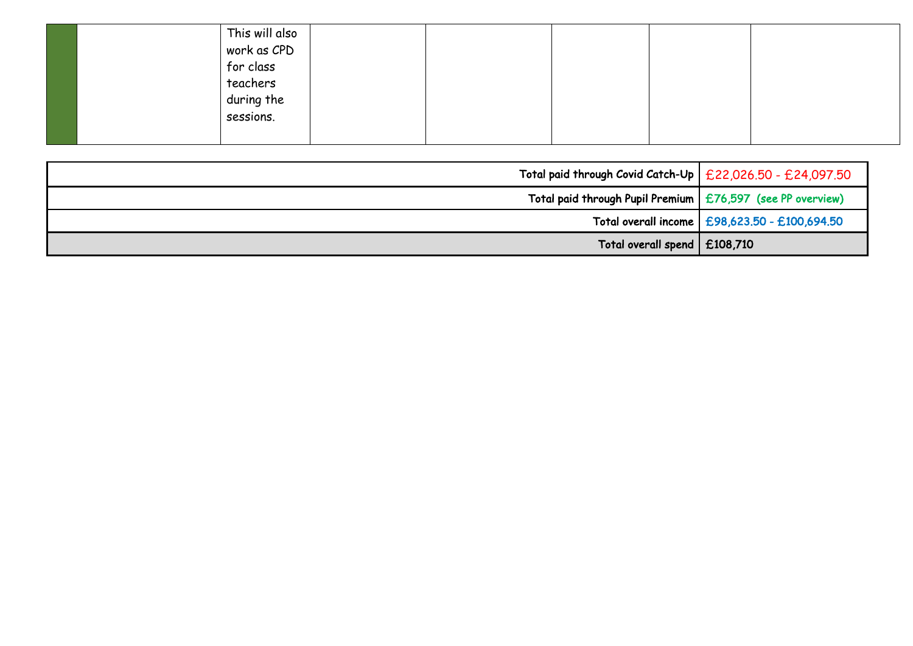| | | | | | | | |
|---|---|---|---|---|---|---|---|
| | | This will also work as CPD for class teachers during the sessions. | | | | | |

| | |
|---|---|
| **Total paid through Covid Catch-Up** | £22,026.50 - £24,097.50 |
| **Total paid through Pupil Premium** | **£76,597 (see PP overview)** |
| **Total overall income** | **£98,623.50 - £100,694.50** |
| **Total overall spend** | **£108,710** |